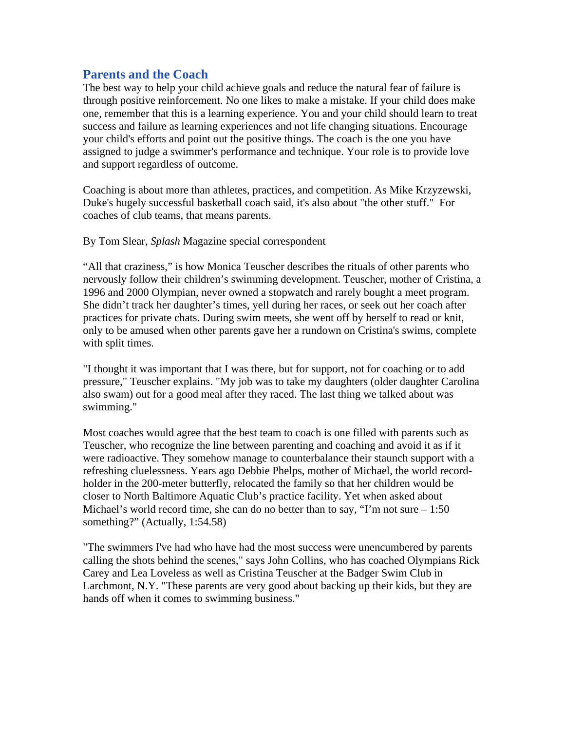## Parents and the Coach

The best way to help your child achieve goals and reduce the natural fear of failure is through positive reinforcement. No one likes to make a mistake. If your child does make one, remember that this is a learning experience. You and your child should learn to treat success and failure as learning experiences and not life changing situations. Encourage your child's efforts and point out the positive things. The coach is the one you have assigned to judge a swimmer's performance and technique. Your role is to provide love and support regardless of outcome.

Coaching is about more than athletes, practices, and competition. As Mike Krzyzewski, Duke's hugely successful basketball coach said, it's also about "the other stuff." For coaches of club teams, that means parents.

By Tom Slear, *Splash* Magazine special correspondent

"All that craziness," is how Monica Teuscher describes the rituals of other parents who nervously follow their children's swimming development. Teuscher, mother of Cristina, a 1996 and 2000 Olympian, never owned a stopwatch and rarely bought a meet program. She didn't track her daughter's times, yell during her races, or seek out her coach after practices for private chats. During swim meets, she went off by herself to read or knit, only to be amused when other parents gave her a rundown on Cristina's swims, complete with split times.

"I thought it was important that I was there, but for support, not for coaching or to add pressure," Teuscher explains. "My job was to take my daughters (older daughter Carolina also swam) out for a good meal after they raced. The last thing we talked about was swimming."

Most coaches would agree that the best team to coach is one filled with parents such as Teuscher, who recognize the line between parenting and coaching and avoid it as if it were radioactive. They somehow manage to counterbalance their staunch support with a refreshing cluelessness. Years ago Debbie Phelps, mother of Michael, the world record-holder in the 200-meter butterfly, relocated the family so that her children would be closer to North Baltimore Aquatic Club's practice facility. Yet when asked about Michael's world record time, she can do no better than to say, "I'm not sure – 1:50 something?" (Actually, 1:54.58)

"The swimmers I've had who have had the most success were unencumbered by parents calling the shots behind the scenes," says John Collins, who has coached Olympians Rick Carey and Lea Loveless as well as Cristina Teuscher at the Badger Swim Club in Larchmont, N.Y. "These parents are very good about backing up their kids, but they are hands off when it comes to swimming business."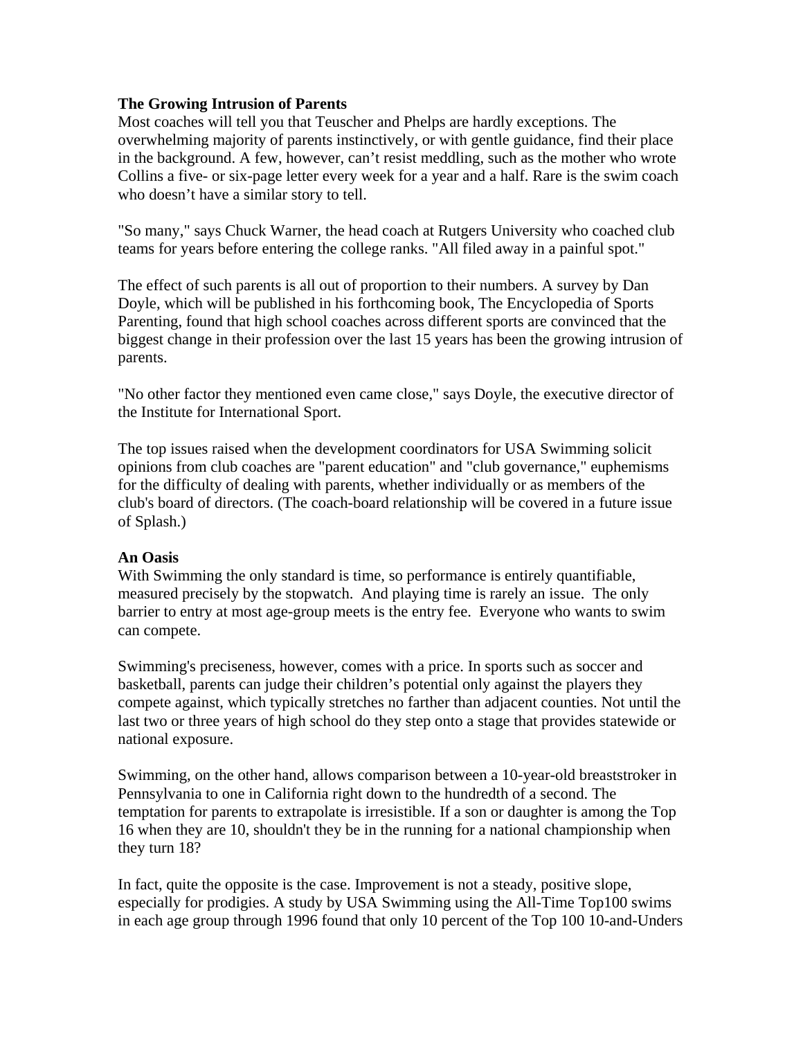**The Growing Intrusion of Parents**

Most coaches will tell you that Teuscher and Phelps are hardly exceptions. The overwhelming majority of parents instinctively, or with gentle guidance, find their place in the background. A few, however, can't resist meddling, such as the mother who wrote Collins a five- or six-page letter every week for a year and a half. Rare is the swim coach who doesn't have a similar story to tell.

"So many," says Chuck Warner, the head coach at Rutgers University who coached club teams for years before entering the college ranks. "All filed away in a painful spot."

The effect of such parents is all out of proportion to their numbers. A survey by Dan Doyle, which will be published in his forthcoming book, The Encyclopedia of Sports Parenting, found that high school coaches across different sports are convinced that the biggest change in their profession over the last 15 years has been the growing intrusion of parents.

"No other factor they mentioned even came close," says Doyle, the executive director of the Institute for International Sport.

The top issues raised when the development coordinators for USA Swimming solicit opinions from club coaches are "parent education" and "club governance," euphemisms for the difficulty of dealing with parents, whether individually or as members of the club's board of directors. (The coach-board relationship will be covered in a future issue of Splash.)

**An Oasis**

With Swimming the only standard is time, so performance is entirely quantifiable, measured precisely by the stopwatch. And playing time is rarely an issue. The only barrier to entry at most age-group meets is the entry fee. Everyone who wants to swim can compete.

Swimming's preciseness, however, comes with a price. In sports such as soccer and basketball, parents can judge their children's potential only against the players they compete against, which typically stretches no farther than adjacent counties. Not until the last two or three years of high school do they step onto a stage that provides statewide or national exposure.

Swimming, on the other hand, allows comparison between a 10-year-old breaststroker in Pennsylvania to one in California right down to the hundredth of a second. The temptation for parents to extrapolate is irresistible. If a son or daughter is among the Top 16 when they are 10, shouldn't they be in the running for a national championship when they turn 18?

In fact, quite the opposite is the case. Improvement is not a steady, positive slope, especially for prodigies. A study by USA Swimming using the All-Time Top100 swims in each age group through 1996 found that only 10 percent of the Top 100 10-and-Unders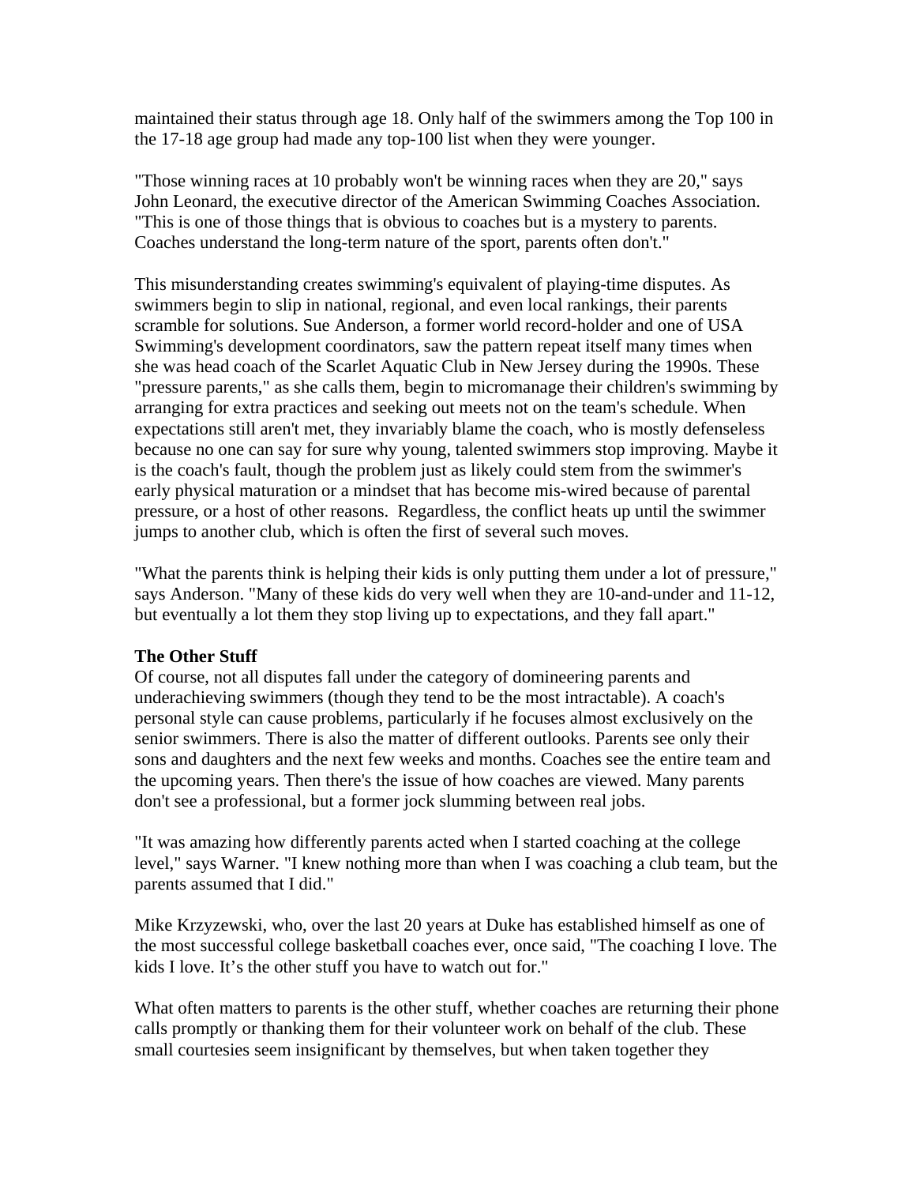maintained their status through age 18. Only half of the swimmers among the Top 100 in the 17-18 age group had made any top-100 list when they were younger.

"Those winning races at 10 probably won't be winning races when they are 20," says John Leonard, the executive director of the American Swimming Coaches Association. "This is one of those things that is obvious to coaches but is a mystery to parents. Coaches understand the long-term nature of the sport, parents often don't."

This misunderstanding creates swimming's equivalent of playing-time disputes. As swimmers begin to slip in national, regional, and even local rankings, their parents scramble for solutions. Sue Anderson, a former world record-holder and one of USA Swimming's development coordinators, saw the pattern repeat itself many times when she was head coach of the Scarlet Aquatic Club in New Jersey during the 1990s. These "pressure parents," as she calls them, begin to micromanage their children's swimming by arranging for extra practices and seeking out meets not on the team's schedule. When expectations still aren't met, they invariably blame the coach, who is mostly defenseless because no one can say for sure why young, talented swimmers stop improving. Maybe it is the coach's fault, though the problem just as likely could stem from the swimmer's early physical maturation or a mindset that has become mis-wired because of parental pressure, or a host of other reasons. Regardless, the conflict heats up until the swimmer jumps to another club, which is often the first of several such moves.

"What the parents think is helping their kids is only putting them under a lot of pressure," says Anderson. "Many of these kids do very well when they are 10-and-under and 11-12, but eventually a lot them they stop living up to expectations, and they fall apart."

**The Other Stuff**

Of course, not all disputes fall under the category of domineering parents and underachieving swimmers (though they tend to be the most intractable). A coach's personal style can cause problems, particularly if he focuses almost exclusively on the senior swimmers. There is also the matter of different outlooks. Parents see only their sons and daughters and the next few weeks and months. Coaches see the entire team and the upcoming years. Then there's the issue of how coaches are viewed. Many parents don't see a professional, but a former jock slumming between real jobs.

"It was amazing how differently parents acted when I started coaching at the college level," says Warner. "I knew nothing more than when I was coaching a club team, but the parents assumed that I did."

Mike Krzyzewski, who, over the last 20 years at Duke has established himself as one of the most successful college basketball coaches ever, once said, "The coaching I love. The kids I love. It's the other stuff you have to watch out for."

What often matters to parents is the other stuff, whether coaches are returning their phone calls promptly or thanking them for their volunteer work on behalf of the club. These small courtesies seem insignificant by themselves, but when taken together they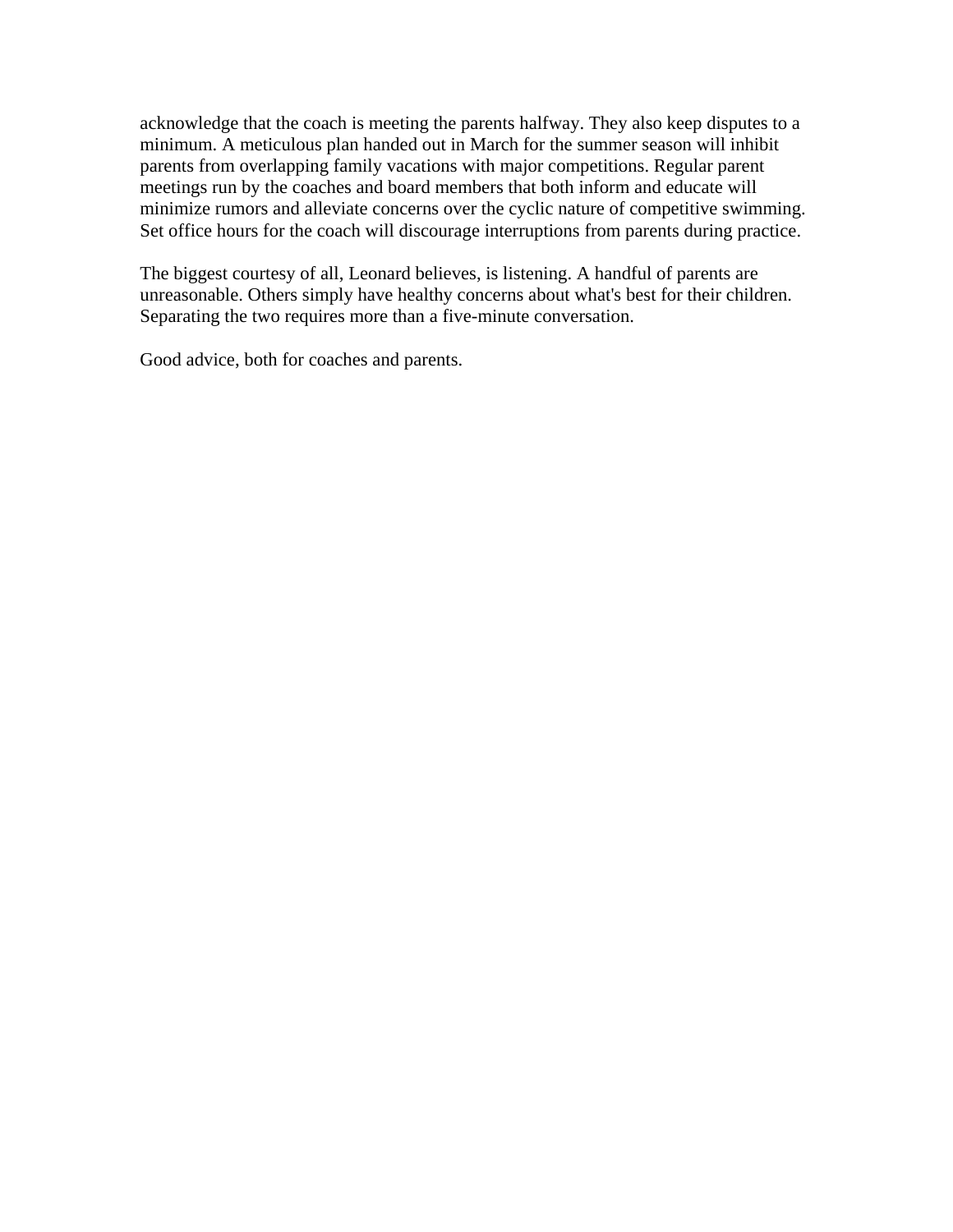acknowledge that the coach is meeting the parents halfway. They also keep disputes to a minimum. A meticulous plan handed out in March for the summer season will inhibit parents from overlapping family vacations with major competitions. Regular parent meetings run by the coaches and board members that both inform and educate will minimize rumors and alleviate concerns over the cyclic nature of competitive swimming. Set office hours for the coach will discourage interruptions from parents during practice.

The biggest courtesy of all, Leonard believes, is listening. A handful of parents are unreasonable. Others simply have healthy concerns about what's best for their children. Separating the two requires more than a five-minute conversation.

Good advice, both for coaches and parents.